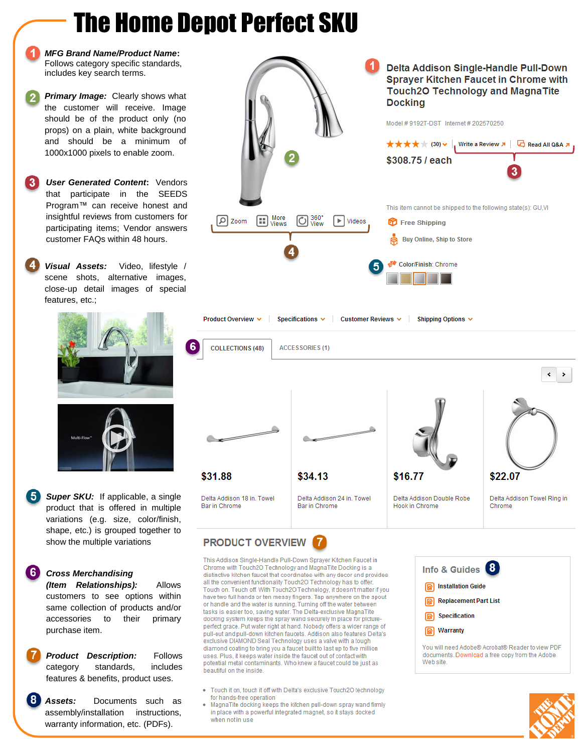# The Home Depot Perfect SKU

1. ***MFG Brand Name/Product Name*:** Follows category specific standards, includes key search terms.

2. ***Primary Image:*** Clearly shows what the customer will receive. Image should be of the product only (no props) on a plain, white background and should be a minimum of 1000x1000 pixels to enable zoom.

3. ***User Generated Content*:** Vendors that participate in the SEEDS Program™ can receive honest and insightful reviews from customers for participating items; Vendor answers customer FAQs within 48 hours.

4. ***Visual Assets:*** Video, lifestyle / scene shots, alternative images, close-up detail images of special features, etc.;

5. ***Super SKU:*** If applicable, a single product that is offered in multiple variations (e.g. size, color/finish, shape, etc.) is grouped together to show the multiple variations

6. ***Cross Merchandising (Item Relationships):*** Allows customers to see options within same collection of products and/or accessories to their primary purchase item.

7. ***Product Description:*** Follows category standards, includes features & benefits, product uses.

8. ***Assets:*** Documents such as assembly/installation instructions, warranty information, etc. (PDFs).

---

Zoom | More Views | 360° View | Videos

**Delta Addison Single-Handle Pull-Down Sprayer Kitchen Faucet in Chrome with Touch2O Technology and MagnaTite Docking**

Model # 9192T-DST Internet # 202570250

★★★★ (30) | Write a Review | Read All Q&A

**$308.75 / each**

This item cannot be shipped to the following state(s): GU,VI

Free Shipping

Buy Online, Ship to Store

Color/Finish: Chrome

Product Overview | Specifications | Customer Reviews | Shipping Options

COLLECTIONS (48) | ACCESSORIES (1)

| $31.88 | $34.13 | $16.77 | $22.07 |
|---|---|---|---|
| Delta Addison 18 in. Towel Bar in Chrome | Delta Addison 24 in. Towel Bar in Chrome | Delta Addison Double Robe Hook in Chrome | Delta Addison Towel Ring in Chrome |

## PRODUCT OVERVIEW

This Addison Single-Handle Pull-Down Sprayer Kitchen Faucet in Chrome with Touch2O Technology and MagnaTite Docking is a distinctive kitchen faucet that coordinates with any decor and provides all the convenient functionality Touch2O Technology has to offer. Touch on. Touch off. With Touch2O Technology, it doesn't matter if you have two full hands or ten messy fingers. Tap anywhere on the spout or handle and the water is running. Turning off the water between tasks is easier too, saving water. The Delta-exclusive MagnaTite docking system keeps the spray wand securely in place for picture-perfect grace. Put water right at hand. Nobody offers a wider range of pull-out and pull-down kitchen faucets. Addison also features Delta's exclusive DIAMOND Seal Technology uses a valve with a tough diamond coating to bring you a faucet built to last up to five million uses. Plus, it keeps water inside the faucet out of contact with potential metal contaminants. Who knew a faucet could be just as beautiful on the inside.

- Touch it on, touch it off with Delta's exclusive Touch2O technology for hands-free operation
- MagnaTite docking keeps the kitchen pull-down spray wand firmly in place with a powerful integrated magnet, so it stays docked when not in use

### Info & Guides

- Installation Guide
- Replacement Part List
- Specification
- Warranty

You will need Adobe® Acrobat® Reader to view PDF documents. Download a free copy from the Adobe Web site.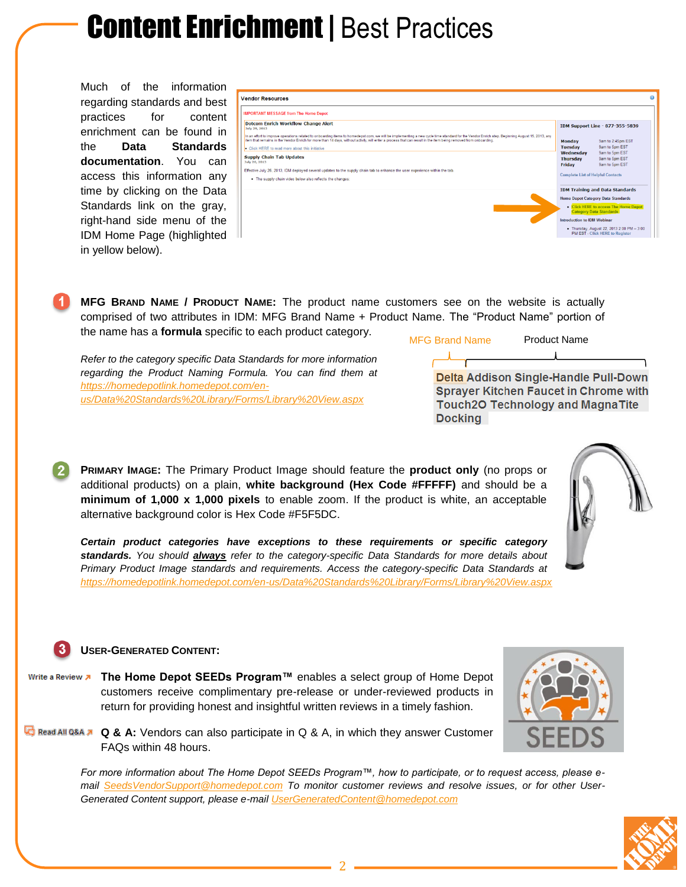# Content Enrichment | Best Practices

Much of the information regarding standards and best practices for content enrichment can be found in the **Data Standards documentation**. You can access this information any time by clicking on the Data Standards link on the gray, right-hand side menu of the IDM Home Page (highlighted in yellow below).

**1** **MFG Brand Name / Product Name:** The product name customers see on the website is actually comprised of two attributes in IDM: MFG Brand Name + Product Name. The "Product Name" portion of the name has a **formula** specific to each product category.

*Refer to the category specific Data Standards for more information regarding the Product Naming Formula. You can find them at [https://homedepotlink.homedepot.com/en-us/Data%20Standards%20Library/Forms/Library%20View.aspx](https://homedepotlink.homedepot.com/en-us/Data%20Standards%20Library/Forms/Library%20View.aspx)*

MFG Brand Name | Product Name

**Delta Addison Single-Handle Pull-Down Sprayer Kitchen Faucet in Chrome with Touch2O Technology and MagnaTite Docking**

**2** **Primary Image:** The Primary Product Image should feature the **product only** (no props or additional products) on a plain, **white background (Hex Code #FFFFF)** and should be a **minimum of 1,000 x 1,000 pixels** to enable zoom. If the product is white, an acceptable alternative background color is Hex Code #F5F5DC.

***Certain product categories have exceptions to these requirements or specific category standards.*** *You should* ***always*** *refer to the category-specific Data Standards for more details about Primary Product Image standards and requirements. Access the category-specific Data Standards at [https://homedepotlink.homedepot.com/en-us/Data%20Standards%20Library/Forms/Library%20View.aspx](https://homedepotlink.homedepot.com/en-us/Data%20Standards%20Library/Forms/Library%20View.aspx)*

**3** **User-Generated Content:**

Write a Review

**The Home Depot SEEDs Program™** enables a select group of Home Depot customers receive complimentary pre-release or under-reviewed products in return for providing honest and insightful written reviews in a timely fashion.

Read All Q&A

**Q & A:** Vendors can also participate in Q & A, in which they answer Customer FAQs within 48 hours.

SEEDS

*For more information about The Home Depot SEEDs Program™, how to participate, or to request access, please e-mail [SeedsVendorSupport@homedepot.com](mailto:SeedsVendorSupport@homedepot.com) To monitor customer reviews and resolve issues, or for other User-Generated Content support, please e-mail [UserGeneratedContent@homedepot.com](mailto:UserGeneratedContent@homedepot.com)*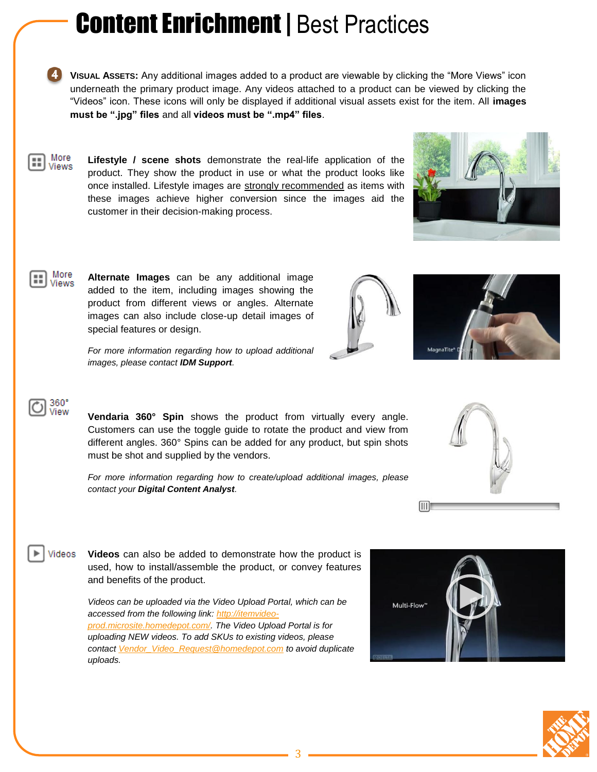# **Content Enrichment** | Best Practices

**4** **VISUAL ASSETS:** Any additional images added to a product are viewable by clicking the "More Views" icon underneath the primary product image. Any videos attached to a product can be viewed by clicking the "Videos" icon. These icons will only be displayed if additional visual assets exist for the item. All **images must be ".jpg" files** and all **videos must be ".mp4" files**.

More Views

**Lifestyle / scene shots** demonstrate the real-life application of the product. They show the product in use or what the product looks like once installed. Lifestyle images are strongly recommended as items with these images achieve higher conversion since the images aid the customer in their decision-making process.

More Views

**Alternate Images** can be any additional image added to the item, including images showing the product from different views or angles. Alternate images can also include close-up detail images of special features or design.

*For more information regarding how to upload additional images, please contact **IDM Support**.*

360° View

**Vendaria 360° Spin** shows the product from virtually every angle. Customers can use the toggle guide to rotate the product and view from different angles. 360° Spins can be added for any product, but spin shots must be shot and supplied by the vendors.

*For more information regarding how to create/upload additional images, please contact your **Digital Content Analyst**.*

Videos

**Videos** can also be added to demonstrate how the product is used, how to install/assemble the product, or convey features and benefits of the product.

*Videos can be uploaded via the Video Upload Portal, which can be accessed from the following link: http://itemvideo-prod.microsite.homedepot.com/. The Video Upload Portal is for uploading NEW videos. To add SKUs to existing videos, please contact Vendor_Video_Request@homedepot.com to avoid duplicate uploads.*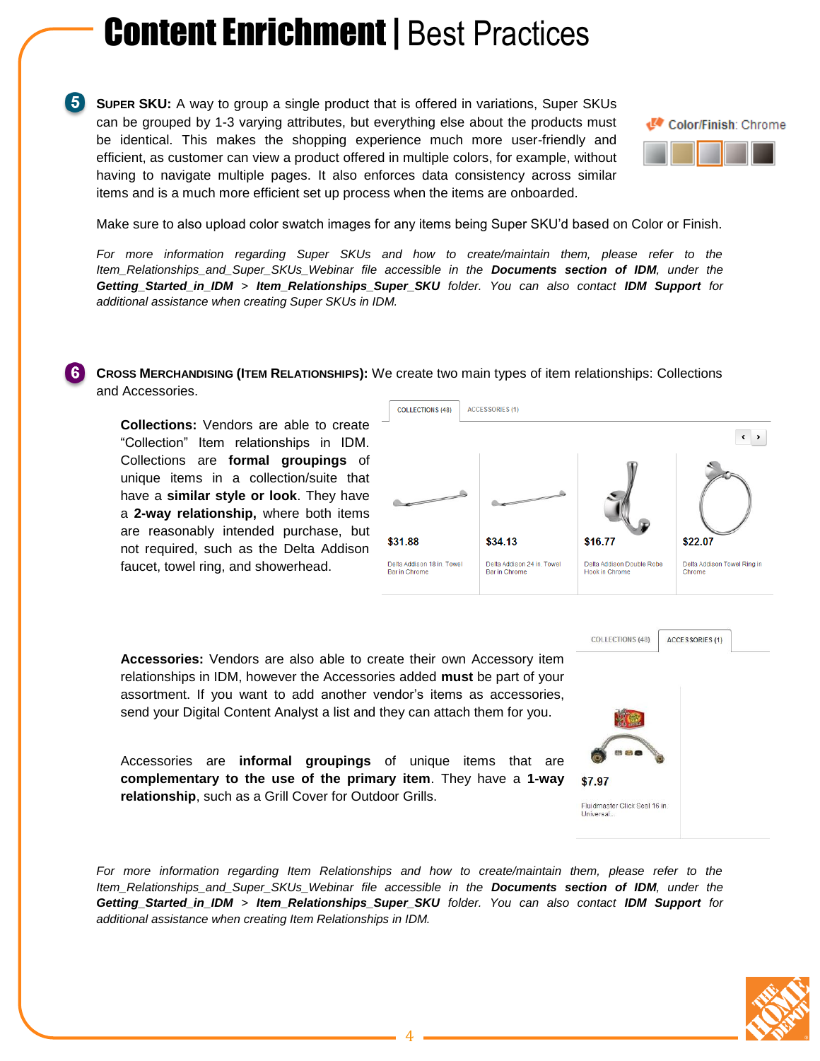# Content Enrichment | Best Practices

**5** **SUPER SKU:** A way to group a single product that is offered in variations, Super SKUs can be grouped by 1-3 varying attributes, but everything else about the products must be identical. This makes the shopping experience much more user-friendly and efficient, as customer can view a product offered in multiple colors, for example, without having to navigate multiple pages. It also enforces data consistency across similar items and is a much more efficient set up process when the items are onboarded.

Color/Finish: Chrome

Make sure to also upload color swatch images for any items being Super SKU'd based on Color or Finish.

*For more information regarding Super SKUs and how to create/maintain them, please refer to the Item_Relationships_and_Super_SKUs_Webinar file accessible in the **Documents section of IDM**, under the **Getting_Started_in_IDM** > **Item_Relationships_Super_SKU** folder. You can also contact **IDM Support** for additional assistance when creating Super SKUs in IDM.*

**6** **CROSS MERCHANDISING (ITEM RELATIONSHIPS):** We create two main types of item relationships: Collections and Accessories.

**Collections:** Vendors are able to create "Collection" Item relationships in IDM. Collections are **formal groupings** of unique items in a collection/suite that have a **similar style or look**. They have a **2-way relationship,** where both items are reasonably intended purchase, but not required, such as the Delta Addison faucet, towel ring, and showerhead.

COLLECTIONS (48) | ACCESSORIES (1)

- $31.88 — Delta Addison 18 in. Towel Bar in Chrome
- $34.13 — Delta Addison 24 in. Towel Bar in Chrome
- $16.77 — Delta Addison Double Robe Hook in Chrome
- $22.07 — Delta Addison Towel Ring in Chrome

**Accessories:** Vendors are also able to create their own Accessory item relationships in IDM, however the Accessories added **must** be part of your assortment. If you want to add another vendor's items as accessories, send your Digital Content Analyst a list and they can attach them for you.

Accessories are **informal groupings** of unique items that are **complementary to the use of the primary item**. They have a **1-way relationship**, such as a Grill Cover for Outdoor Grills.

COLLECTIONS (48) | ACCESSORIES (1)

- $7.97 — Fluidmaster Click Seal 16 in. Universal...

*For more information regarding Item Relationships and how to create/maintain them, please refer to the Item_Relationships_and_Super_SKUs_Webinar file accessible in the **Documents section of IDM**, under the **Getting_Started_in_IDM** > **Item_Relationships_Super_SKU** folder. You can also contact **IDM Support** for additional assistance when creating Item Relationships in IDM.*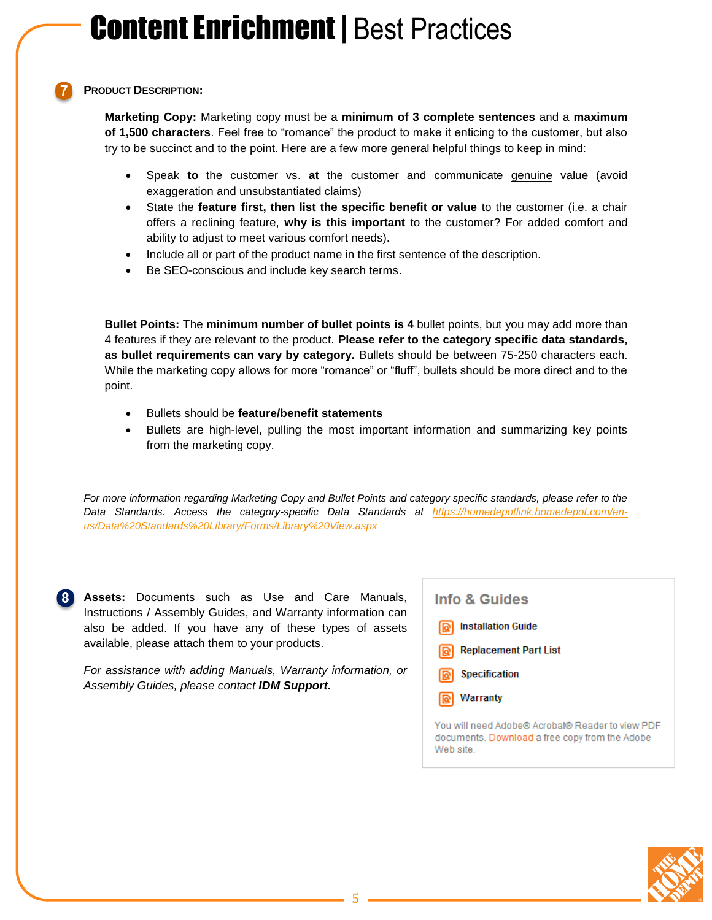# Content Enrichment | Best Practices

## 7 Product Description:

**Marketing Copy:** Marketing copy must be a **minimum of 3 complete sentences** and a **maximum of 1,500 characters**. Feel free to "romance" the product to make it enticing to the customer, but also try to be succinct and to the point. Here are a few more general helpful things to keep in mind:

- Speak **to** the customer vs. **at** the customer and communicate genuine value (avoid exaggeration and unsubstantiated claims)
- State the **feature first, then list the specific benefit or value** to the customer (i.e. a chair offers a reclining feature, **why is this important** to the customer? For added comfort and ability to adjust to meet various comfort needs).
- Include all or part of the product name in the first sentence of the description.
- Be SEO-conscious and include key search terms.

**Bullet Points:** The **minimum number of bullet points is 4** bullet points, but you may add more than 4 features if they are relevant to the product. **Please refer to the category specific data standards, as bullet requirements can vary by category.** Bullets should be between 75-250 characters each. While the marketing copy allows for more "romance" or "fluff", bullets should be more direct and to the point.

- Bullets should be **feature/benefit statements**
- Bullets are high-level, pulling the most important information and summarizing key points from the marketing copy.

*For more information regarding Marketing Copy and Bullet Points and category specific standards, please refer to the Data Standards. Access the category-specific Data Standards at https://homedepotlink.homedepot.com/en-us/Data%20Standards%20Library/Forms/Library%20View.aspx*

## 8 Assets:

**Assets:** Documents such as Use and Care Manuals, Instructions / Assembly Guides, and Warranty information can also be added. If you have any of these types of assets available, please attach them to your products.

*For assistance with adding Manuals, Warranty information, or Assembly Guides, please contact **IDM Support.***

**Info & Guides**

- Installation Guide
- Replacement Part List
- Specification
- Warranty

You will need Adobe® Acrobat® Reader to view PDF documents. Download a free copy from the Adobe Web site.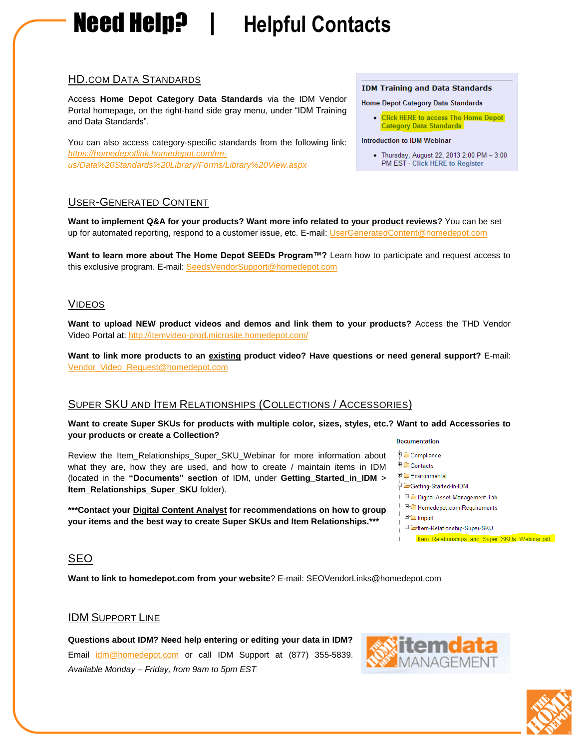# Need Help? | Helpful Contacts

## HD.com Data Standards

Access **Home Depot Category Data Standards** via the IDM Vendor Portal homepage, on the right-hand side gray menu, under "IDM Training and Data Standards".

You can also access category-specific standards from the following link: https://homedepotlink.homedepot.com/en-us/Data%20Standards%20Library/Forms/Library%20View.aspx

**IDM Training and Data Standards**

Home Depot Category Data Standards

- Click HERE to access The Home Depot Category Data Standards

Introduction to IDM Webinar

- Thursday, August 22, 2013 2:00 PM – 3:00 PM EST - Click HERE to Register

## User-Generated Content

**Want to implement Q&A for your products? Want more info related to your product reviews?** You can be set up for automated reporting, respond to a customer issue, etc. E-mail: UserGeneratedContent@homedepot.com

**Want to learn more about The Home Depot SEEDs Program™?** Learn how to participate and request access to this exclusive program. E-mail: SeedsVendorSupport@homedepot.com

## Videos

**Want to upload NEW product videos and demos and link them to your products?** Access the THD Vendor Video Portal at: http://itemvideo-prod.microsite.homedepot.com/

**Want to link more products to an existing product video? Have questions or need general support?** E-mail: Vendor_Video_Request@homedepot.com

## Super SKU and Item Relationships (Collections / Accessories)

**Want to create Super SKUs for products with multiple color, sizes, styles, etc.? Want to add Accessories to your products or create a Collection?**

Review the Item_Relationships_Super_SKU_Webinar for more information about what they are, how they are used, and how to create / maintain items in IDM (located in the **"Documents" section** of IDM, under **Getting_Started_in_IDM** > **Item_Relationships_Super_SKU** folder).

**\*\*\*Contact your Digital Content Analyst for recommendations on how to group your items and the best way to create Super SKUs and Item Relationships.\*\*\***

Documentation

- Compliance
- Contacts
- Environmental
- Getting-Started-In-IDM
  - Digital-Asset-Management-Tab
  - Homedepot.com-Requirements
  - Import
  - Item-Relationship-Super-SKU
    - Item_Relationships_and_Super_SKUs_Webinar.pdf

## SEO

**Want to link to homedepot.com from your website**? E-mail: SEOVendorLinks@homedepot.com

## IDM Support Line

**Questions about IDM? Need help entering or editing your data in IDM?**

Email idm@homedepot.com or call IDM Support at (877) 355-5839.

*Available Monday – Friday, from 9am to 5pm EST*

itemdata MANAGEMENT